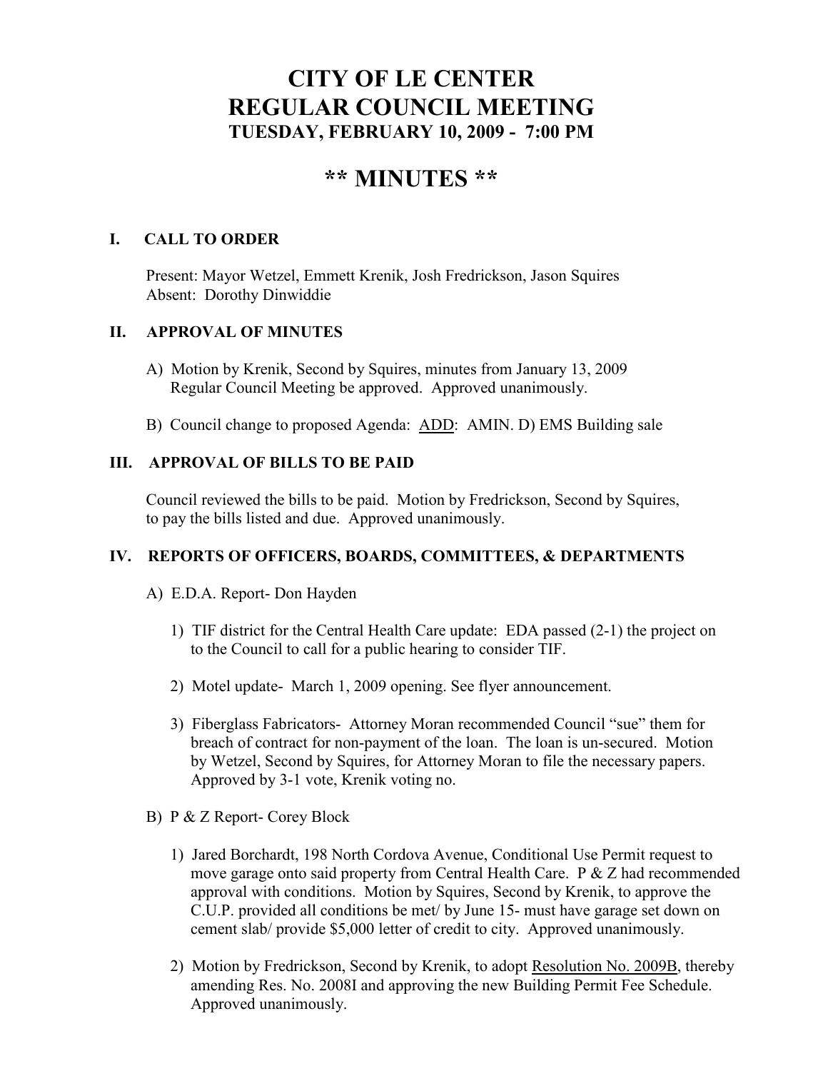# CITY OF LE CENTER
# REGULAR COUNCIL MEETING
### TUESDAY, FEBRUARY 10, 2009 - 7:00 PM

# ** MINUTES **

## I. CALL TO ORDER

Present: Mayor Wetzel, Emmett Krenik, Josh Fredrickson, Jason Squires
Absent: Dorothy Dinwiddie

## II. APPROVAL OF MINUTES

A) Motion by Krenik, Second by Squires, minutes from January 13, 2009 Regular Council Meeting be approved. Approved unanimously.

B) Council change to proposed Agenda: ADD: AMIN. D) EMS Building sale

## III. APPROVAL OF BILLS TO BE PAID

Council reviewed the bills to be paid. Motion by Fredrickson, Second by Squires, to pay the bills listed and due. Approved unanimously.

## IV. REPORTS OF OFFICERS, BOARDS, COMMITTEES, & DEPARTMENTS

A) E.D.A. Report- Don Hayden

1) TIF district for the Central Health Care update: EDA passed (2-1) the project on to the Council to call for a public hearing to consider TIF.

2) Motel update- March 1, 2009 opening. See flyer announcement.

3) Fiberglass Fabricators- Attorney Moran recommended Council "sue" them for breach of contract for non-payment of the loan. The loan is un-secured. Motion by Wetzel, Second by Squires, for Attorney Moran to file the necessary papers. Approved by 3-1 vote, Krenik voting no.

B) P & Z Report- Corey Block

1) Jared Borchardt, 198 North Cordova Avenue, Conditional Use Permit request to move garage onto said property from Central Health Care. P & Z had recommended approval with conditions. Motion by Squires, Second by Krenik, to approve the C.U.P. provided all conditions be met/ by June 15- must have garage set down on cement slab/ provide $5,000 letter of credit to city. Approved unanimously.

2) Motion by Fredrickson, Second by Krenik, to adopt Resolution No. 2009B, thereby amending Res. No. 2008I and approving the new Building Permit Fee Schedule. Approved unanimously.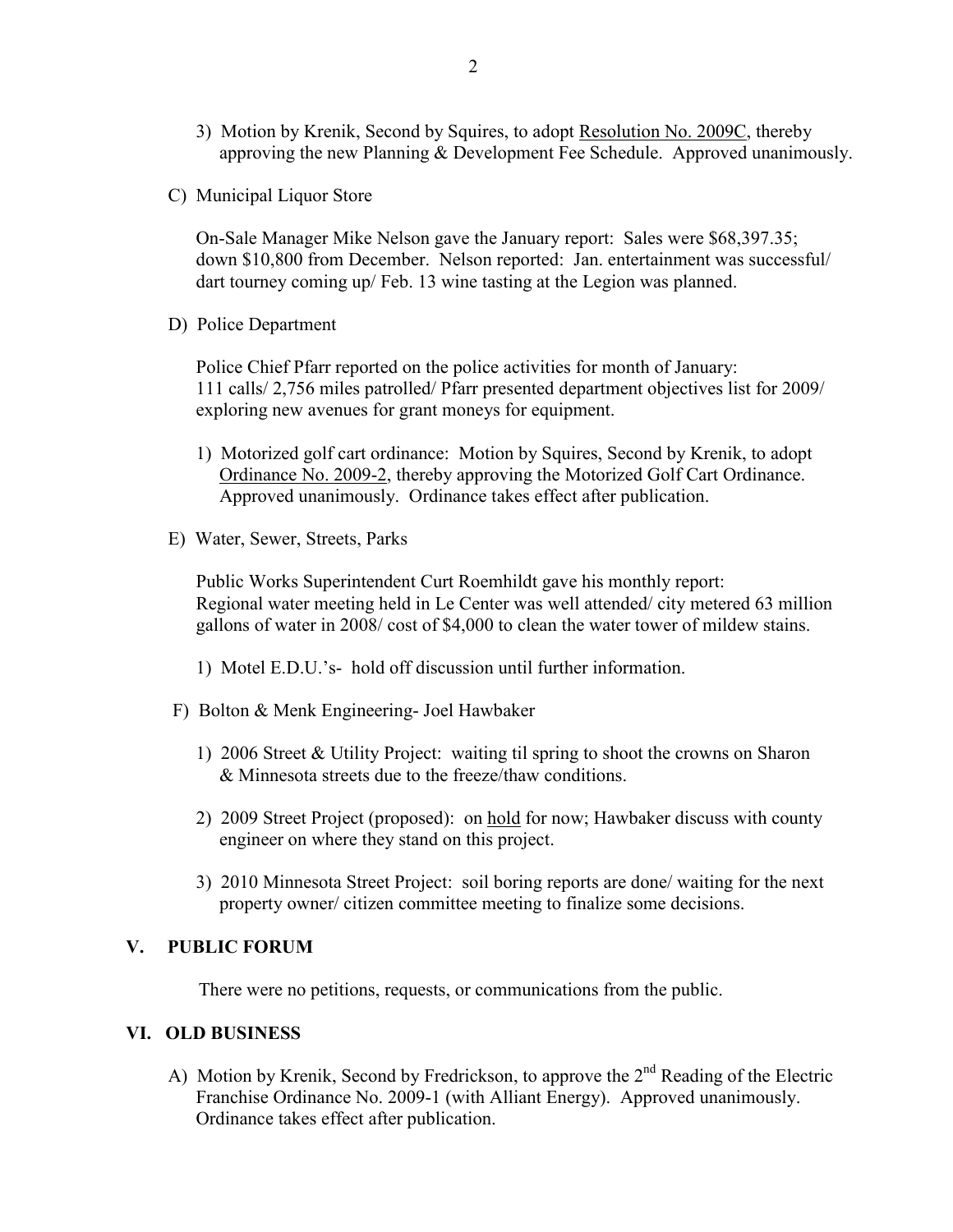3) Motion by Krenik, Second by Squires, to adopt <u>Resolution No. 2009C</u>, thereby approving the new Planning & Development Fee Schedule. Approved unanimously.

C) Municipal Liquor Store

On-Sale Manager Mike Nelson gave the January report: Sales were $68,397.35; down $10,800 from December. Nelson reported: Jan. entertainment was successful/ dart tourney coming up/ Feb. 13 wine tasting at the Legion was planned.

D) Police Department

Police Chief Pfarr reported on the police activities for month of January: 111 calls/ 2,756 miles patrolled/ Pfarr presented department objectives list for 2009/ exploring new avenues for grant moneys for equipment.

1) Motorized golf cart ordinance: Motion by Squires, Second by Krenik, to adopt <u>Ordinance No. 2009-2</u>, thereby approving the Motorized Golf Cart Ordinance. Approved unanimously. Ordinance takes effect after publication.

E) Water, Sewer, Streets, Parks

Public Works Superintendent Curt Roemhildt gave his monthly report: Regional water meeting held in Le Center was well attended/ city metered 63 million gallons of water in 2008/ cost of $4,000 to clean the water tower of mildew stains.

1) Motel E.D.U.'s- hold off discussion until further information.

F) Bolton & Menk Engineering- Joel Hawbaker

1) 2006 Street & Utility Project: waiting til spring to shoot the crowns on Sharon & Minnesota streets due to the freeze/thaw conditions.

2) 2009 Street Project (proposed): on <u>hold</u> for now; Hawbaker discuss with county engineer on where they stand on this project.

3) 2010 Minnesota Street Project: soil boring reports are done/ waiting for the next property owner/ citizen committee meeting to finalize some decisions.

## V. PUBLIC FORUM

There were no petitions, requests, or communications from the public.

## VI. OLD BUSINESS

A) Motion by Krenik, Second by Fredrickson, to approve the 2nd Reading of the Electric Franchise Ordinance No. 2009-1 (with Alliant Energy). Approved unanimously. Ordinance takes effect after publication.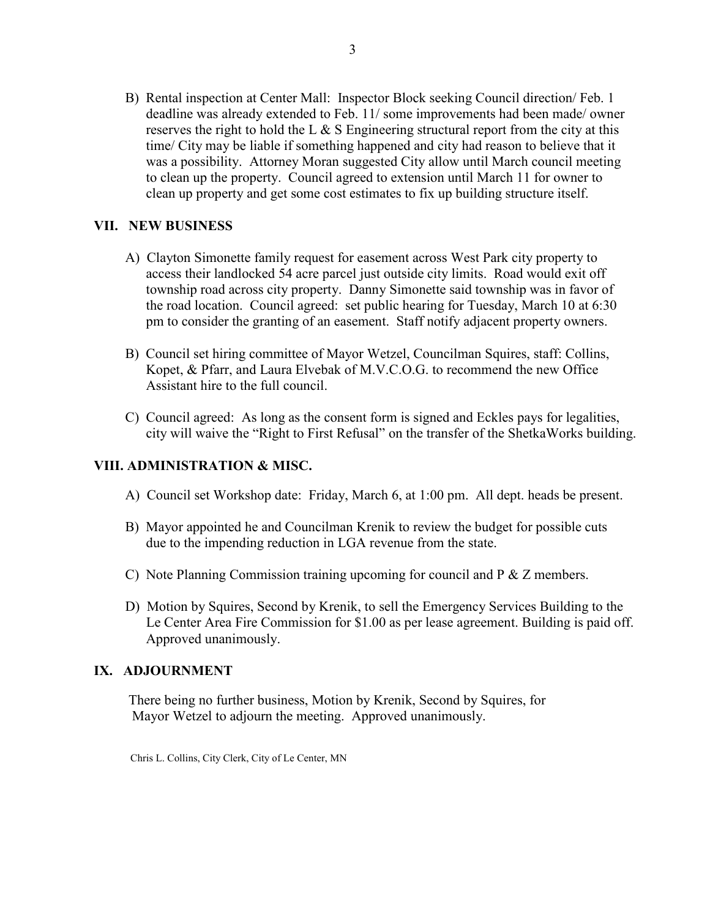B) Rental inspection at Center Mall: Inspector Block seeking Council direction/ Feb. 1 deadline was already extended to Feb. 11/ some improvements had been made/ owner reserves the right to hold the L & S Engineering structural report from the city at this time/ City may be liable if something happened and city had reason to believe that it was a possibility. Attorney Moran suggested City allow until March council meeting to clean up the property. Council agreed to extension until March 11 for owner to clean up property and get some cost estimates to fix up building structure itself.

## VII. NEW BUSINESS

A) Clayton Simonette family request for easement across West Park city property to access their landlocked 54 acre parcel just outside city limits. Road would exit off township road across city property. Danny Simonette said township was in favor of the road location. Council agreed: set public hearing for Tuesday, March 10 at 6:30 pm to consider the granting of an easement. Staff notify adjacent property owners.

B) Council set hiring committee of Mayor Wetzel, Councilman Squires, staff: Collins, Kopet, & Pfarr, and Laura Elvebak of M.V.C.O.G. to recommend the new Office Assistant hire to the full council.

C) Council agreed: As long as the consent form is signed and Eckles pays for legalities, city will waive the "Right to First Refusal" on the transfer of the ShetkaWorks building.

## VIII. ADMINISTRATION & MISC.

A) Council set Workshop date: Friday, March 6, at 1:00 pm. All dept. heads be present.

B) Mayor appointed he and Councilman Krenik to review the budget for possible cuts due to the impending reduction in LGA revenue from the state.

C) Note Planning Commission training upcoming for council and P & Z members.

D) Motion by Squires, Second by Krenik, to sell the Emergency Services Building to the Le Center Area Fire Commission for $1.00 as per lease agreement. Building is paid off. Approved unanimously.

## IX. ADJOURNMENT

There being no further business, Motion by Krenik, Second by Squires, for Mayor Wetzel to adjourn the meeting. Approved unanimously.

Chris L. Collins, City Clerk, City of Le Center, MN